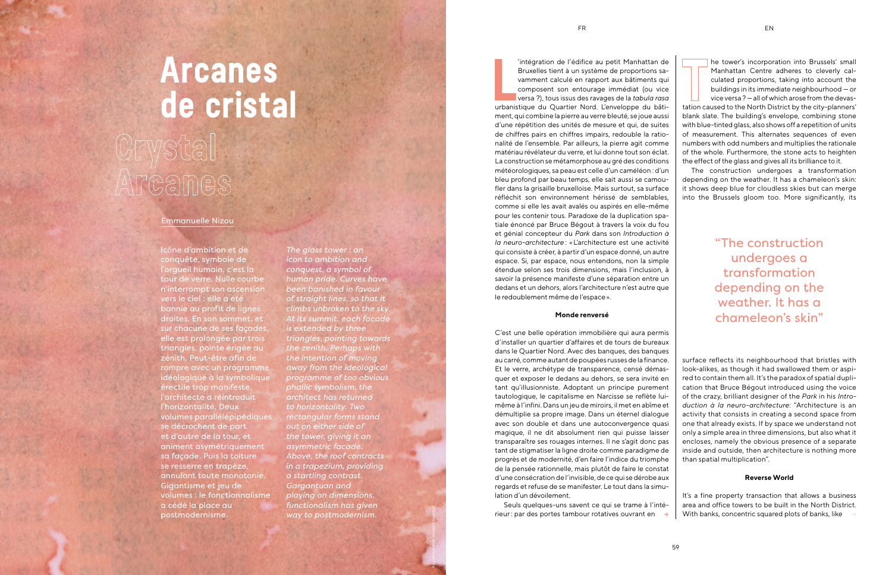# Arcanes de cristal

# Crystal Arcanes

Emmanuelle Nizou

Icône d'ambition et de conquête, symbole de l'orgueil humain, c'est la tour de verre. Nulle courbe n'interrompt son ascension vers le ciel : elle a été bannie au profit de lignes droites. En son sommet, et sur chacune de ses façades, elle est prolongée par trois triangles, pointe érigée au zénith. Peut-être afin de rompre avec un programme idéologique à la symbolique érectile trop manifeste, l'architecte a réintroduit l'horizontalité. Deux volumes parallélépipédiques se décrochent de part et d'autre de la tour, et animent asymétriquement sa façade. Puis la toiture se resserre en trapèze, annulant toute monotonie. Gigantisme et jeu de volumes : le fonctionnalisme a cédé la place au postmodernisme.

*The glass tower : an icon to ambition and conquest, a symbol of human pride. Curves have been banished in favour of straight lines, so that it climbs unbroken to the sky. At its summit, each facade is extended by three triangles, pointing towards the zenith. Perhaps with the intention of moving away from the ideological programme of too obvious phallic symbolism, the architect has returned to horizontality. Two rectangular forms stand out on either side of the tower, giving it an asymmetric facade. Above, the roof contracts in a trapezium, providing a startling contrast. Gargantuan and playing on dimensions, functionalism has given way to postmodernism.*

FR

L'intégration de l'édifice au petit Manhattan de Bruxelles tient à un système de proportions savamment calculé en rapport aux bâtiments qui composent son entourage immédiat (ou vice versa ?), tous issus des ravages de la *tabula rasa* urbanistique du Quartier Nord. L'enveloppe du bâtiment, qui combine la pierre au verre bleuté, se joue aussi d'une répétition des unités de mesure et qui, de suites de chiffres pairs en chiffres impairs, redouble la rationalité de l'ensemble. Par ailleurs, la pierre agit comme matériau révélateur du verre, et lui donne tout son éclat. La construction se métamorphose au gré des conditions météorologiques, sa peau est celle d'un caméléon : d'un bleu profond par beau temps, elle sait aussi se camoufler dans la grisaille bruxelloise. Mais surtout, sa surface réfléchit son environnement hérissé de semblables, comme si elle les avait avalés ou aspirés en elle-même pour les contenir tous. Paradoxe de la duplication spatiale énoncé par Bruce Bégout à travers la voix du fou et génial concepteur du *Park* dans son *Introduction à la neuro-architecture* : « L'architecture est une activité qui consiste à créer, à partir d'un espace donné, un autre espace. Si, par espace, nous entendons, non la simple étendue selon ses trois dimensions, mais l'inclusion, à savoir la présence manifeste d'une séparation entre un dedans et un dehors, alors l'architecture n'est autre que le redoublement même de l'espace ».

### Monde renversé

C'est une belle opération immobilière qui aura permis d'installer un quartier d'affaires et de tours de bureaux dans le Quartier Nord. Avec des banques, des banques au carré, comme autant de poupées russes de la finance. Et le verre, archétype de transparence, censé démasquer et exposer le dedans au dehors, se sera invité en tant qu'illusionniste. Adoptant un principe purement tautologique, le capitalisme en Narcisse se reflète lui-même à l'infini. Dans un jeu de miroirs, il met en abîme et démultiplie sa propre image. Dans un éternel dialogue avec son double et dans une autoconvergence quasi magique, il ne dit absolument rien qui puisse laisser transparaître ses rouages internes. Il ne s'agit donc pas tant de stigmatiser la ligne droite comme paradigme de progrès et de modernité, d'en faire l'indice du triomphe de la pensée rationnelle, mais plutôt de faire le constat d'une consécration de l'invisible, de ce qui se dérobe aux regards et refuse de se manifester. Le tout dans la simulation d'un dévoilement.

Seuls quelques-uns savent ce qui se trame à l'intérieur : par des portes tambour rotatives ouvrant en →

EN

The tower's incorporation into Brussels' small Manhattan Centre adheres to cleverly calculated proportions, taking into account the buildings in its immediate neighbourhood — or vice versa ? — all of which arose from the devastation caused to the North District by the city-planners' blank slate. The building's envelope, combining stone with blue-tinted glass, also shows off a repetition of units of measurement. This alternates sequences of even numbers with odd numbers and multiplies the rationale of the whole. Furthermore, the stone acts to heighten the effect of the glass and gives all its brilliance to it.

The construction undergoes a transformation depending on the weather. It has a chameleon's skin: it shows deep blue for cloudless skies but can merge into the Brussels gloom too. More significantly, its surface reflects its neighbourhood that bristles with look-alikes, as though it had swallowed them or aspired to contain them all. It's the paradox of spatial duplication that Bruce Bégout introduced using the voice of the crazy, brilliant designer of the *Park* in his *Introduction à la neuro-architecture*: "Architecture is an activity that consists in creating a second space from one that already exists. If by space we understand not only a simple area in three dimensions, but also what it encloses, namely the obvious presence of a separate inside and outside, then architecture is nothing more than spatial multiplication".

> "The construction undergoes a transformation depending on the weather. It has a chameleon's skin"

### Reverse World

It's a fine property transaction that allows a business area and office towers to be built in the North District. With banks, concentric squared plots of banks, like →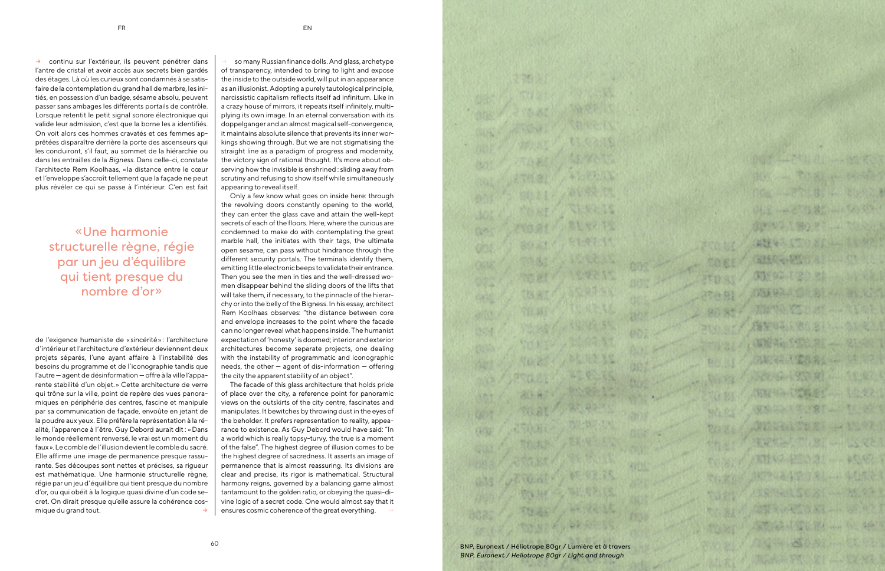FR

→ continu sur l'extérieur, ils peuvent pénétrer dans l'antre de cristal et avoir accès aux secrets bien gardés des étages. Là où les curieux sont condamnés à se satisfaire de la contemplation du grand hall de marbre, les initiés, en possession d'un badge, sésame absolu, peuvent passer sans ambages les différents portails de contrôle. Lorsque retentit le petit signal sonore électronique qui valide leur admission, c'est que la borne les a identifiés. On voit alors ces hommes cravatés et ces femmes apprêtées disparaître derrière la porte des ascenseurs qui les conduiront, s'il faut, au sommet de la hiérarchie ou dans les entrailles de la *Bigness*. Dans celle-ci, constate l'architecte Rem Koolhaas, «la distance entre le cœur et l'enveloppe s'accroît tellement que la façade ne peut plus révéler ce qui se passe à l'intérieur. C'en est fait de l'exigence humaniste de «sincérité»: l'architecture d'intérieur et l'architecture d'extérieur deviennent deux projets séparés, l'une ayant affaire à l'instabilité des besoins du programme et de l'iconographie tandis que l'autre — agent de désinformation — offre à la ville l'apparente stabilité d'un objet.» Cette architecture de verre qui trône sur la ville, point de repère des vues panoramiques en périphérie des centres, fascine et manipule par sa communication de façade, envoûte en jetant de la poudre aux yeux. Elle préfère la représentation à la réalité, l'apparence à l'être. Guy Debord aurait dit: «Dans le monde réellement renversé, le vrai est un moment du faux». Le comble de l'illusion devient le comble du sacré. Elle affirme une image de permanence presque rassurante. Ses découpes sont nettes et précises, sa rigueur est mathématique. Une harmonie structurelle règne, régie par un jeu d'équilibre qui tient presque du nombre d'or, ou qui obéit à la logique quasi divine d'un code secret. On dirait presque qu'elle assure la cohérence cosmique du grand tout. →

> «Une harmonie structurelle règne, régie par un jeu d'équilibre qui tient presque du nombre d'or»

EN

→ so many Russian finance dolls. And glass, archetype of transparency, intended to bring to light and expose the inside to the outside world, will put in an appearance as an illusionist. Adopting a purely tautological principle, narcissistic capitalism reflects itself ad infinitum. Like in a crazy house of mirrors, it repeats itself infinitely, multiplying its own image. In an eternal conversation with its doppelganger and an almost magical self-convergence, it maintains absolute silence that prevents its inner workings showing through. But we are not stigmatising the straight line as a paradigm of progress and modernity, the victory sign of rational thought. It's more about observing how the invisible is enshrined: sliding away from scrutiny and refusing to show itself while simultaneously appearing to reveal itself.

Only a few know what goes on inside here: through the revolving doors constantly opening to the world, they can enter the glass cave and attain the well-kept secrets of each of the floors. Here, where the curious are condemned to make do with contemplating the great marble hall, the initiates with their tags, the ultimate open sesame, can pass without hindrance through the different security portals. The terminals identify them, emitting little electronic beeps to validate their entrance. Then you see the men in ties and the well-dressed women disappear behind the sliding doors of the lifts that will take them, if necessary, to the pinnacle of the hierarchy or into the belly of the Bigness. In his essay, architect Rem Koolhaas observes: "the distance between core and envelope increases to the point where the facade can no longer reveal what happens inside. The humanist expectation of 'honesty' is doomed; interior and exterior architectures become separate projects, one dealing with the instability of programmatic and iconographic needs, the other — agent of dis-information — offering the city the apparent stability of an object".

The facade of this glass architecture that holds pride of place over the city, a reference point for panoramic views on the outskirts of the city centre, fascinates and manipulates. It bewitches by throwing dust in the eyes of the beholder. It prefers representation to reality, appearance to existence. As Guy Debord would have said: "In a world which is really topsy-turvy, the true is a moment of the false". The highest degree of illusion comes to be the highest degree of sacredness. It asserts an image of permanence that is almost reassuring. Its divisions are clear and precise, its rigor is mathematical. Structural harmony reigns, governed by a balancing game almost tantamount to the golden ratio, or obeying the quasi-divine logic of a secret code. One would almost say that it ensures cosmic coherence of the great everything. →

BNP, Euronext / Héliotrope 80gr / Lumière et à travers
*BNP, Euronext / Heliotrope 80gr / Light and through*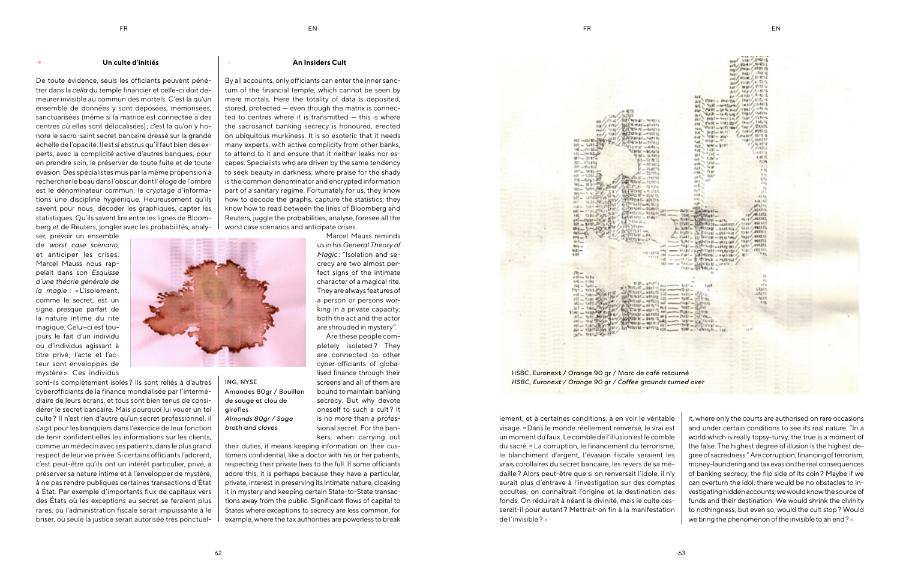### → Un culte d'initiés

De toute évidence, seuls les officiants peuvent pénétrer dans la *cella* du temple financier et celle-ci doit demeurer invisible au commun des mortels. C'est là qu'un ensemble de données y sont déposées, mémorisées, sanctuarisées (même si la matrice est connectée à des centres où elles sont délocalisées); c'est là qu'on y honore le sacro-saint secret bancaire dressé sur la grande échelle de l'opacité. Il est si abstrus qu'il faut bien des experts, avec la complicité active d'autres banques, pour en prendre soin, le préserver de toute fuite et de toute évasion. Des spécialistes mus par la même propension à rechercher le beau dans l'obscur, dont l'éloge de l'ombre est le dénominateur commun, le cryptage d'informations une discipline hygiénique. Heureusement qu'ils savent pour nous, décoder les graphiques, capter les statistiques. Qu'ils savent lire entre les lignes de Bloomberg et de Reuters, jongler avec les probabilités, analyser, prévoir un ensemble de *worst case scenario,* et anticiper les crises. Marcel Mauss nous rappelait dans son *Esquisse d'une théorie générale de la magie* : « L'isolement, comme le secret, est un signe presque parfait de la nature intime du rite magique. Celui-ci est toujours le fait d'un individu ou d'individus agissant à titre privé; l'acte et l'acteur sont enveloppés de mystère ». Ces individus sont-ils complètement isolés? Ils sont reliés à d'autres cyberofficiants de la finance mondialisée par l'intermédiaire de leurs écrans, et tous sont bien tenus de considérer le secret bancaire. Mais pourquoi lui vouer un tel culte? Il n'est rien d'autre qu'un secret professionnel, il s'agit pour les banquiers dans l'exercice de leur fonction de tenir confidentielles les informations sur les clients, comme un médecin avec ses patients, dans le plus grand respect de leur vie privée. Si certains officiants l'adorent, c'est peut-être qu'ils ont un intérêt particulier, privé, à préserver sa nature intime et à l'envelopper de mystère, à ne pas rendre publiques certaines transactions d'État à État. Par exemple d'importants flux de capitaux vers des États où les exceptions au secret se feraient plus rares, où l'administration fiscale serait impuissante à le briser, où seule la justice serait autorisée très ponctuellement, et à certaines conditions, à en voir le véritable visage. « Dans le monde réellement renversé, le vrai est un moment du faux. Le comble de l'illusion est le comble du sacré. » La corruption, le financement du terrorisme, le blanchiment d'argent, l'évasion fiscale seraient les vrais corollaires du secret bancaire, les revers de sa médaille? Alors peut-être que si on renversait l'idole, il n'y aurait plus d'entrave à l'investigation sur des comptes occultes, on connaîtrait l'origine et la destination des fonds. On réduirait à néant la divinité, mais le culte cesserait-il pour autant? Mettrait-on fin à la manifestation de l'invisible?

### → An Insiders Cult

By all accounts, only officiants can enter the inner sanctum of the financial temple, which cannot be seen by mere mortals. Here the totality of data is deposited, stored, protected — even though the matrix is connected to centres where it is transmitted — this is where the sacrosanct banking secrecy is honoured, erected on ubiquitous murkiness. It is so esoteric that it needs many experts, with active complicity from other banks, to attend to it and ensure that it neither leaks nor escapes. Specialists who are driven by the same tendency to seek beauty in darkness, where praise for the shady is the common denominator and encrypted information part of a sanitary regime. Fortunately for us, they know how to decode the graphs, capture the statistics; they know how to read between the lines of Bloomberg and Reuters, juggle the probabilities, analyse, foresee all the worst case scenarios and anticipate crises.

Marcel Mauss reminds us in his *General Theory of Magic*: "Isolation and secrecy are two almost perfect signs of the intimate character of a magical rite. They are always features of a person or persons working in a private capacity; both the act and the actor are shrouded in mystery".

Are these people completely isolated? They are connected to other cyber-officiants of globalised finance through their screens and all of them are bound to maintain banking secrecy. But why devote oneself to such a cult? It is no more than a professional secret. For the bankers, when carrying out their duties, it means keeping information on their customers confidential, like a doctor with his or her patients, respecting their private lives to the full. If some officiants adore this, it is perhaps because they have a particular, private, interest in preserving its intimate nature, cloaking it in mystery and keeping certain State-to-State transactions away from the public. Significant flows of capital to States where exceptions to secrecy are less common, for example, where the tax authorities are powerless to break it, where only the courts are authorised on rare occasions and under certain conditions to see its real nature. "In a world which is really topsy-turvy, the true is a moment of the false. The highest degree of illusion is the highest degree of sacredness." Are corruption, financing of terrorism, money-laundering and tax evasion the real consequences of banking secrecy, the flip side of its coin? Maybe if we can overturn the idol, there would be no obstacles to investigating hidden accounts; we would know the source of funds and their destination. We would shrink the divinity to nothingness, but even so, would the cult stop? Would we bring the phenomenon of the invisible to an end?

ING, NYSE
Amandes 80gr / Bouillon de sauge et clou de girofles
*Almonds 80gr / Sage broth and cloves*

HSBC, Euronext / Orange 90 gr / Marc de café retourné
*HSBC, Euronext / Orange 90 gr / Coffee grounds turned over*